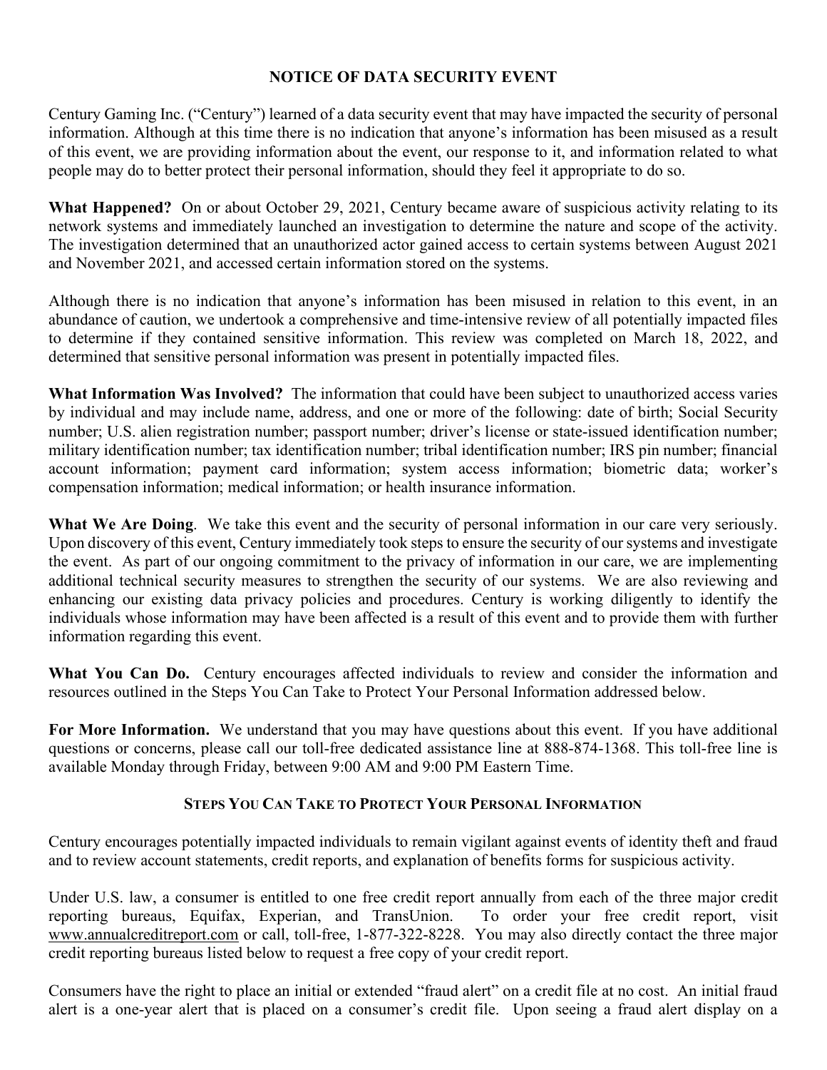# NOTICE OF DATA SECURITY EVENT

Century Gaming Inc. ("Century") learned of a data security event that may have impacted the security of personal information. Although at this time there is no indication that anyone's information has been misused as a result of this event, we are providing information about the event, our response to it, and information related to what people may do to better protect their personal information, should they feel it appropriate to do so.

**What Happened?** On or about October 29, 2021, Century became aware of suspicious activity relating to its network systems and immediately launched an investigation to determine the nature and scope of the activity. The investigation determined that an unauthorized actor gained access to certain systems between August 2021 and November 2021, and accessed certain information stored on the systems.

Although there is no indication that anyone's information has been misused in relation to this event, in an abundance of caution, we undertook a comprehensive and time-intensive review of all potentially impacted files to determine if they contained sensitive information. This review was completed on March 18, 2022, and determined that sensitive personal information was present in potentially impacted files.

**What Information Was Involved?** The information that could have been subject to unauthorized access varies by individual and may include name, address, and one or more of the following: date of birth; Social Security number; U.S. alien registration number; passport number; driver's license or state-issued identification number; military identification number; tax identification number; tribal identification number; IRS pin number; financial account information; payment card information; system access information; biometric data; worker's compensation information; medical information; or health insurance information.

**What We Are Doing**. We take this event and the security of personal information in our care very seriously. Upon discovery of this event, Century immediately took steps to ensure the security of our systems and investigate the event. As part of our ongoing commitment to the privacy of information in our care, we are implementing additional technical security measures to strengthen the security of our systems. We are also reviewing and enhancing our existing data privacy policies and procedures. Century is working diligently to identify the individuals whose information may have been affected is a result of this event and to provide them with further information regarding this event.

**What You Can Do.** Century encourages affected individuals to review and consider the information and resources outlined in the Steps You Can Take to Protect Your Personal Information addressed below.

**For More Information.** We understand that you may have questions about this event. If you have additional questions or concerns, please call our toll-free dedicated assistance line at 888-874-1368. This toll-free line is available Monday through Friday, between 9:00 AM and 9:00 PM Eastern Time.

## STEPS YOU CAN TAKE TO PROTECT YOUR PERSONAL INFORMATION

Century encourages potentially impacted individuals to remain vigilant against events of identity theft and fraud and to review account statements, credit reports, and explanation of benefits forms for suspicious activity.

Under U.S. law, a consumer is entitled to one free credit report annually from each of the three major credit reporting bureaus, Equifax, Experian, and TransUnion. To order your free credit report, visit www.annualcreditreport.com or call, toll-free, 1-877-322-8228. You may also directly contact the three major credit reporting bureaus listed below to request a free copy of your credit report.

Consumers have the right to place an initial or extended "fraud alert" on a credit file at no cost. An initial fraud alert is a one-year alert that is placed on a consumer's credit file. Upon seeing a fraud alert display on a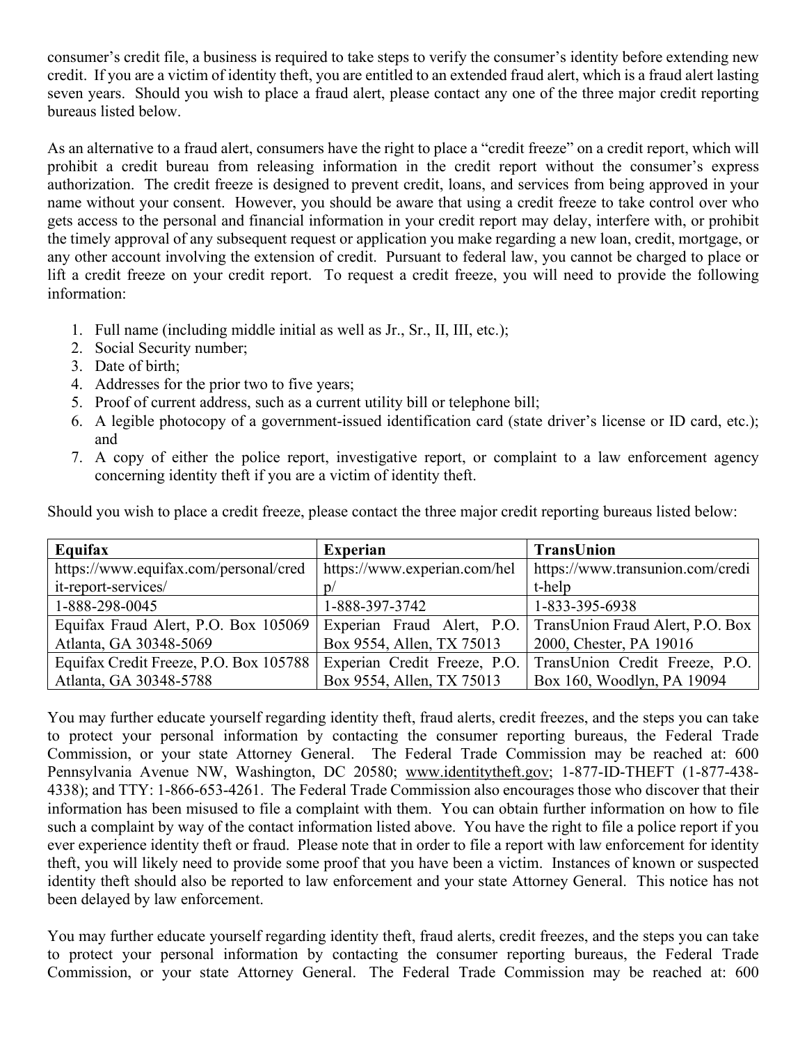consumer's credit file, a business is required to take steps to verify the consumer's identity before extending new credit. If you are a victim of identity theft, you are entitled to an extended fraud alert, which is a fraud alert lasting seven years. Should you wish to place a fraud alert, please contact any one of the three major credit reporting bureaus listed below.

As an alternative to a fraud alert, consumers have the right to place a "credit freeze" on a credit report, which will prohibit a credit bureau from releasing information in the credit report without the consumer's express authorization. The credit freeze is designed to prevent credit, loans, and services from being approved in your name without your consent. However, you should be aware that using a credit freeze to take control over who gets access to the personal and financial information in your credit report may delay, interfere with, or prohibit the timely approval of any subsequent request or application you make regarding a new loan, credit, mortgage, or any other account involving the extension of credit. Pursuant to federal law, you cannot be charged to place or lift a credit freeze on your credit report. To request a credit freeze, you will need to provide the following information:

1. Full name (including middle initial as well as Jr., Sr., II, III, etc.);
2. Social Security number;
3. Date of birth;
4. Addresses for the prior two to five years;
5. Proof of current address, such as a current utility bill or telephone bill;
6. A legible photocopy of a government-issued identification card (state driver's license or ID card, etc.); and
7. A copy of either the police report, investigative report, or complaint to a law enforcement agency concerning identity theft if you are a victim of identity theft.

Should you wish to place a credit freeze, please contact the three major credit reporting bureaus listed below:

| **Equifax** | **Experian** | **TransUnion** |
|---|---|---|
| https://www.equifax.com/personal/credit-report-services/ | https://www.experian.com/help/ | https://www.transunion.com/credit-help |
| 1-888-298-0045 | 1-888-397-3742 | 1-833-395-6938 |
| Equifax Fraud Alert, P.O. Box 105069 Atlanta, GA 30348-5069 | Experian Fraud Alert, P.O. Box 9554, Allen, TX 75013 | TransUnion Fraud Alert, P.O. Box 2000, Chester, PA 19016 |
| Equifax Credit Freeze, P.O. Box 105788 Atlanta, GA 30348-5788 | Experian Credit Freeze, P.O. Box 9554, Allen, TX 75013 | TransUnion Credit Freeze, P.O. Box 160, Woodlyn, PA 19094 |

You may further educate yourself regarding identity theft, fraud alerts, credit freezes, and the steps you can take to protect your personal information by contacting the consumer reporting bureaus, the Federal Trade Commission, or your state Attorney General. The Federal Trade Commission may be reached at: 600 Pennsylvania Avenue NW, Washington, DC 20580; www.identitytheft.gov; 1-877-ID-THEFT (1-877-438-4338); and TTY: 1-866-653-4261. The Federal Trade Commission also encourages those who discover that their information has been misused to file a complaint with them. You can obtain further information on how to file such a complaint by way of the contact information listed above. You have the right to file a police report if you ever experience identity theft or fraud. Please note that in order to file a report with law enforcement for identity theft, you will likely need to provide some proof that you have been a victim. Instances of known or suspected identity theft should also be reported to law enforcement and your state Attorney General. This notice has not been delayed by law enforcement.

You may further educate yourself regarding identity theft, fraud alerts, credit freezes, and the steps you can take to protect your personal information by contacting the consumer reporting bureaus, the Federal Trade Commission, or your state Attorney General. The Federal Trade Commission may be reached at: 600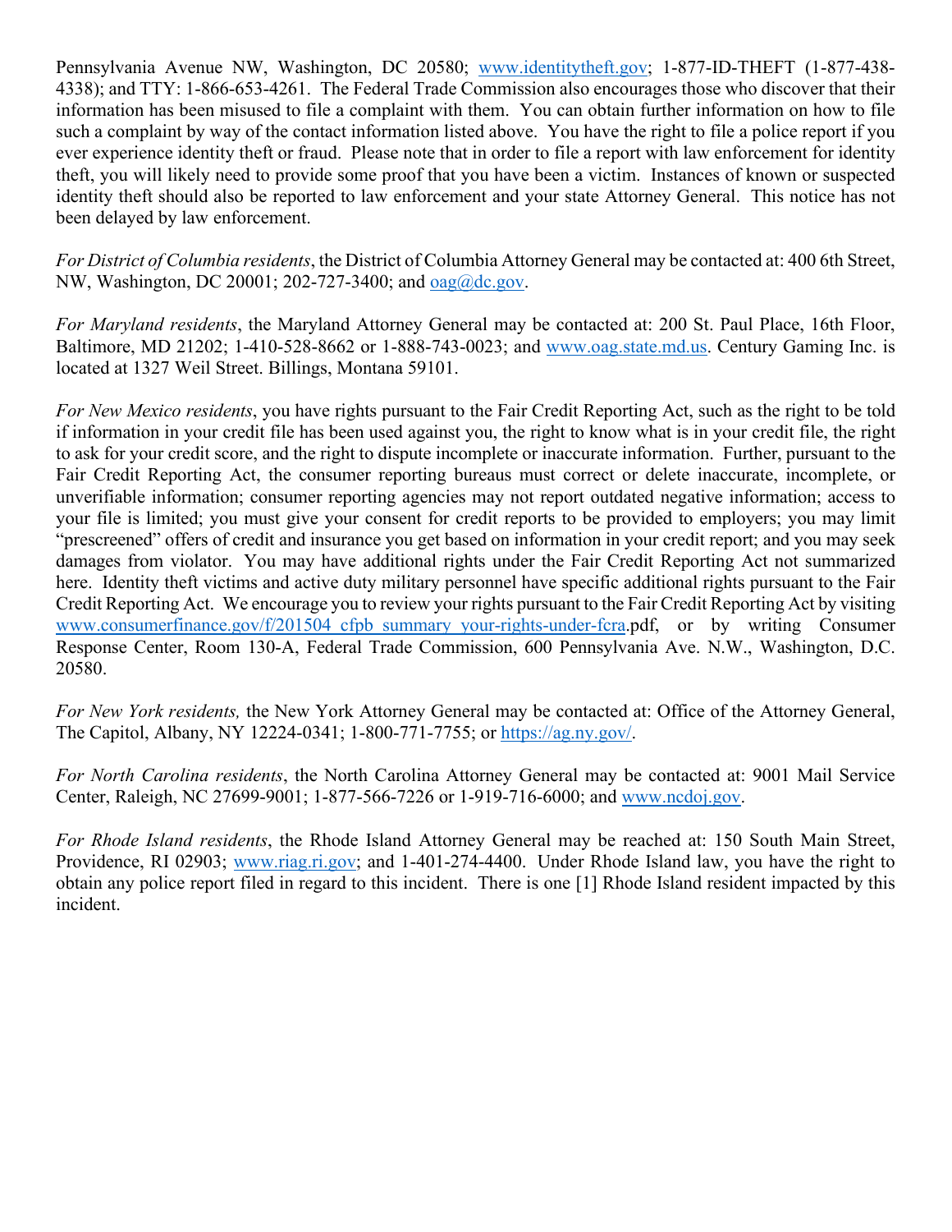Pennsylvania Avenue NW, Washington, DC 20580; www.identitytheft.gov; 1-877-ID-THEFT (1-877-438-4338); and TTY: 1-866-653-4261. The Federal Trade Commission also encourages those who discover that their information has been misused to file a complaint with them. You can obtain further information on how to file such a complaint by way of the contact information listed above. You have the right to file a police report if you ever experience identity theft or fraud. Please note that in order to file a report with law enforcement for identity theft, you will likely need to provide some proof that you have been a victim. Instances of known or suspected identity theft should also be reported to law enforcement and your state Attorney General. This notice has not been delayed by law enforcement.

*For District of Columbia residents*, the District of Columbia Attorney General may be contacted at: 400 6th Street, NW, Washington, DC 20001; 202-727-3400; and oag@dc.gov.

*For Maryland residents*, the Maryland Attorney General may be contacted at: 200 St. Paul Place, 16th Floor, Baltimore, MD 21202; 1-410-528-8662 or 1-888-743-0023; and www.oag.state.md.us. Century Gaming Inc. is located at 1327 Weil Street. Billings, Montana 59101.

*For New Mexico residents*, you have rights pursuant to the Fair Credit Reporting Act, such as the right to be told if information in your credit file has been used against you, the right to know what is in your credit file, the right to ask for your credit score, and the right to dispute incomplete or inaccurate information. Further, pursuant to the Fair Credit Reporting Act, the consumer reporting bureaus must correct or delete inaccurate, incomplete, or unverifiable information; consumer reporting agencies may not report outdated negative information; access to your file is limited; you must give your consent for credit reports to be provided to employers; you may limit "prescreened" offers of credit and insurance you get based on information in your credit report; and you may seek damages from violator. You may have additional rights under the Fair Credit Reporting Act not summarized here. Identity theft victims and active duty military personnel have specific additional rights pursuant to the Fair Credit Reporting Act. We encourage you to review your rights pursuant to the Fair Credit Reporting Act by visiting www.consumerfinance.gov/f/201504_cfpb_summary_your-rights-under-fcra.pdf, or by writing Consumer Response Center, Room 130-A, Federal Trade Commission, 600 Pennsylvania Ave. N.W., Washington, D.C. 20580.

*For New York residents,* the New York Attorney General may be contacted at: Office of the Attorney General, The Capitol, Albany, NY 12224-0341; 1-800-771-7755; or https://ag.ny.gov/.

*For North Carolina residents*, the North Carolina Attorney General may be contacted at: 9001 Mail Service Center, Raleigh, NC 27699-9001; 1-877-566-7226 or 1-919-716-6000; and www.ncdoj.gov.

*For Rhode Island residents*, the Rhode Island Attorney General may be reached at: 150 South Main Street, Providence, RI 02903; www.riag.ri.gov; and 1-401-274-4400. Under Rhode Island law, you have the right to obtain any police report filed in regard to this incident. There is one [1] Rhode Island resident impacted by this incident.